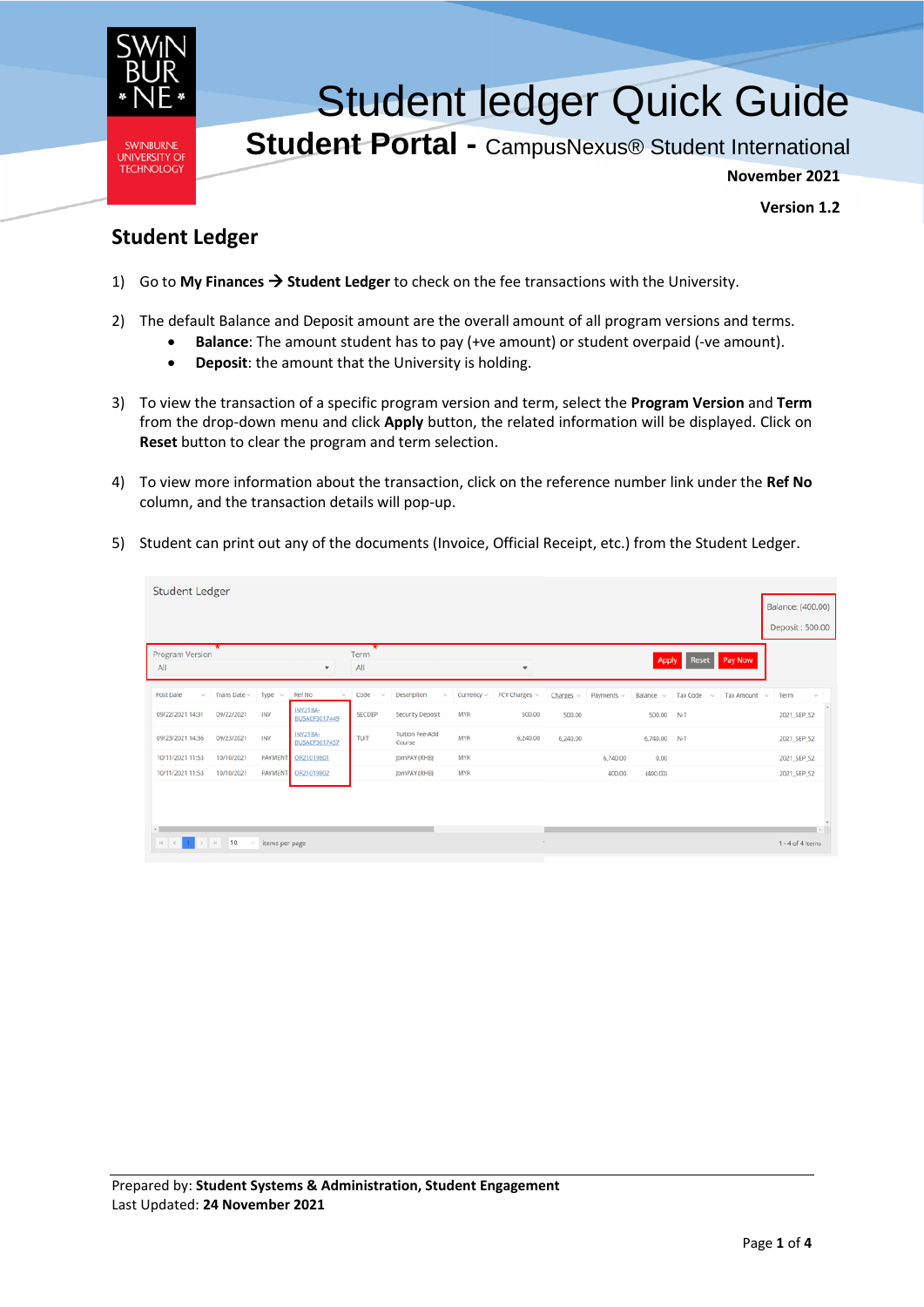# Student ledger Quick Guide

## Student Portal - CampusNexus® Student International

**November 2021**

**Version 1.2**

## Student Ledger

1) Go to **My Finances → Student Ledger** to check on the fee transactions with the University.

2) The default Balance and Deposit amount are the overall amount of all program versions and terms.
   - **Balance**: The amount student has to pay (+ve amount) or student overpaid (-ve amount).
   - **Deposit**: the amount that the University is holding.

3) To view the transaction of a specific program version and term, select the **Program Version** and **Term** from the drop-down menu and click **Apply** button, the related information will be displayed. Click on **Reset** button to clear the program and term selection.

4) To view more information about the transaction, click on the reference number link under the **Ref No** column, and the transaction details will pop-up.

5) Student can print out any of the documents (Invoice, Official Receipt, etc.) from the Student Ledger.

Student Ledger

Balance: (400.00)
Deposit : 500.00

Program Version: All | Term: All | Apply | Reset | Pay Now

| Post Date | Trans Date | Type | Ref No | Code | Description | Currency | FCY Charges | Charges | Payments | Balance | Tax Code | Tax Amount | Term |
|---|---|---|---|---|---|---|---|---|---|---|---|---|---|
| 09/22/2021 14:31 | 09/22/2021 | INV | INV21BA-BUSACF3017449 | SECDEP | Security Deposit | MYR | 500.00 | 500.00 | | 500.00 | N-T | | 2021_SEP_S2 |
| 09/23/2021 14:36 | 09/23/2021 | INV | INV21BA-BUSACF3017457 | TUIT | Tuition Fee-Add Course | MYR | 6,240.00 | 6,240.00 | | 6,740.00 | N-T | | 2021_SEP_S2 |
| 10/11/2021 11:53 | 10/10/2021 | PAYMENT | OR21019801 | | JomPAY (RHB) | MYR | | | 6,740.00 | 0.00 | | | 2021_SEP_S2 |
| 10/11/2021 11:53 | 10/10/2021 | PAYMENT | OR21019802 | | JomPAY (RHB) | MYR | | | 400.00 | (400.00) | | | 2021_SEP_S2 |

10 items per page — 1 - 4 of 4 items

Prepared by: **Student Systems & Administration, Student Engagement**
Last Updated: **24 November 2021**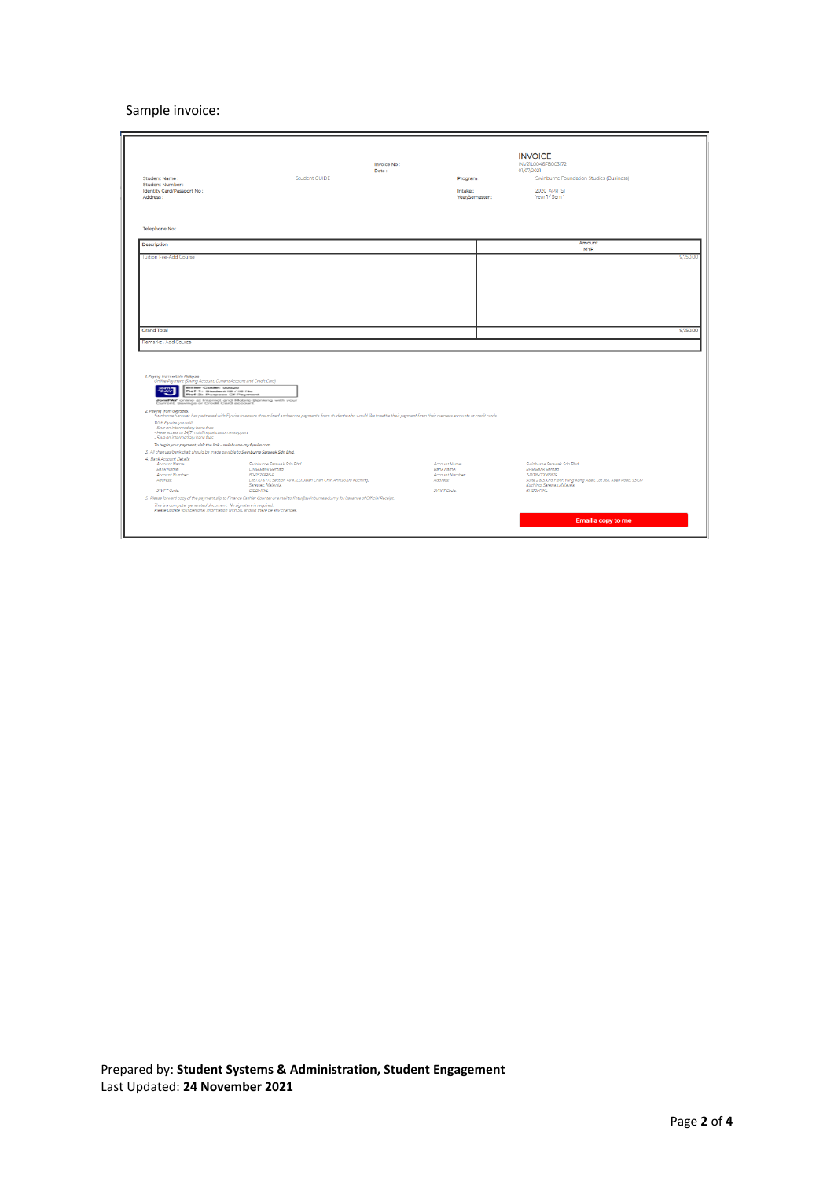Sample invoice:

# INVOICE

Invoice No : INV21L004467B003172
Date : 01/07/2021

Student Name : Student GUIDE
Student Number :
Identity Card/Passport No :
Address :

Program : Swinburne Foundation Studies (Business)
Intake : 2020_APR_S1
Year/Semester : Year 1 / Sem 1

Telephone No :

| Description | Amount MYR |
|---|---|
| Tuition Fee-Add Course | 9,750.00 |
| Grand Total | 9,750.00 |

Remarks : Add Course

1. Paying from within Malaysia
   Online Payment (Saving Account, Current Account and Credit Card)
   Biller Code: 00020
   Ref-1: Student ID / IC No
   Ref-2: Purpose Of Payment
   JomPAY online at Internet and Mobile Banking with your Current, Savings or Credit Card account
2. Paying from overseas
   Swinburne Sarawak has partnered with Flywire to ensure streamlined and secure payments, from students who would like to settle their payment from their overseas accounts or credit cards.
   With Flywire, you will:
   - Save on intermediary bank fees
   - Have access to 24/7 multilingual customer support
   - Save on intermediary bank fees
   To begin your payment, visit the link - swinburne-my.flywire.com
3. All cheque/bank draft should be made payable to Swinburne Sarawak Sdn Bhd
4. Bank Account Details

| | | | |
|---|---|---|---|
| Account Name | Swinburne Sarawak Sdn Bhd | Account Name | Swinburne Sarawak Sdn Bhd |
| Bank Name | CIMB Bank Berhad | Bank Name | RHB Bank Berhad |
| Account Number | 80-2528984-8 | Account Number | 21118400068828 |
| Address | Lot 170 & 171, Section 49 KTLD, Jalan Chan Chin Ann, 93100 Kuching, Sarawak, Malaysia | Address | Suite 2 & 3, Grd Floor, Yung Kong Abell, Lot 365, Abell Road, 93100 Kuching, Sarawak, Malaysia |
| SWIFT Code | CIBBMYKL | SWIFT Code | RHBBMYKL |

5. Please forward copy of the payment slip to Finance Cashier Counter or email to finto@swinburne.edu.my for issuance of Official Receipt.
   This is a computer generated document. No signature is required.
   Please update your personal information with SC should there be any changes.

Email a copy to me

Prepared by: **Student Systems & Administration, Student Engagement**
Last Updated: **24 November 2021**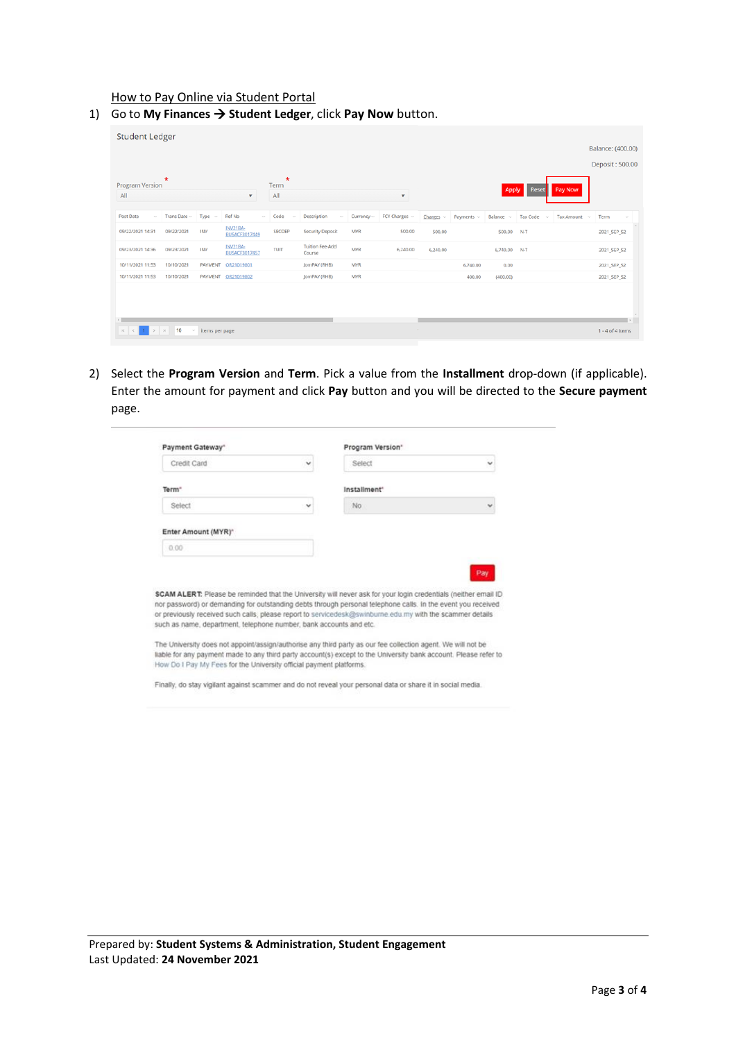How to Pay Online via Student Portal

1) Go to **My Finances → Student Ledger**, click **Pay Now** button.

Student Ledger

Balance: (400.00)

Deposit : 500.00

Program Version * All

Term * All

Apply | Reset | Pay Now

| Post Date | Trans Date | Type | Ref No | Code | Description | Currency | FCY Charges | Charges | Payments | Balance | Tax Code | Tax Amount | Term |
|---|---|---|---|---|---|---|---|---|---|---|---|---|---|
| 09/22/2021 14:31 | 09/22/2021 | INV | INV21BA-BUSACE3017439 | SECDEP | Security Deposit | MYR | 500.00 | 500.00 | | 500.00 | N-T | | 2021_SEP_S2 |
| 09/23/2021 14:36 | 09/23/2021 | INV | INV21BA-BUSACE3017457 | TUIT | Tuition Fee-Add Course | MYR | 6,240.00 | 6,240.00 | | 6,740.00 | N-T | | 2021_SEP_S2 |
| 10/11/2021 11:53 | 10/10/2021 | PAYMENT | OR21019801 | | JomPAY (RHB) | MYR | | | 6,740.00 | 0.00 | | | 2021_SEP_S2 |
| 10/11/2021 11:53 | 10/10/2021 | PAYMENT | OR21019802 | | JomPAY (RHB) | MYR | | | 400.00 | (400.00) | | | 2021_SEP_S2 |

10 items per page — 1 - 4 of 4 items

2) Select the **Program Version** and **Term**. Pick a value from the **Installment** drop-down (if applicable). Enter the amount for payment and click **Pay** button and you will be directed to the **Secure payment** page.

Payment Gateway*: Credit Card

Program Version*: Select

Term*: Select

Installment*: No

Enter Amount (MYR)*: 0.00

Pay

**SCAM ALERT:** Please be reminded that the University will never ask for your login credentials (neither email ID nor password) or demanding for outstanding debts through personal telephone calls. In the event you received or previously received such calls, please report to servicedesk@swinburne.edu.my with the scammer details such as name, department, telephone number, bank accounts and etc.

The University does not appoint/assign/authorise any third party as our fee collection agent. We will not be liable for any payment made to any third party account(s) except to the University bank account. Please refer to How Do I Pay My Fees for the University official payment platforms.

Finally, do stay vigilant against scammer and do not reveal your personal data or share it in social media.

Prepared by: **Student Systems & Administration, Student Engagement**
Last Updated: **24 November 2021**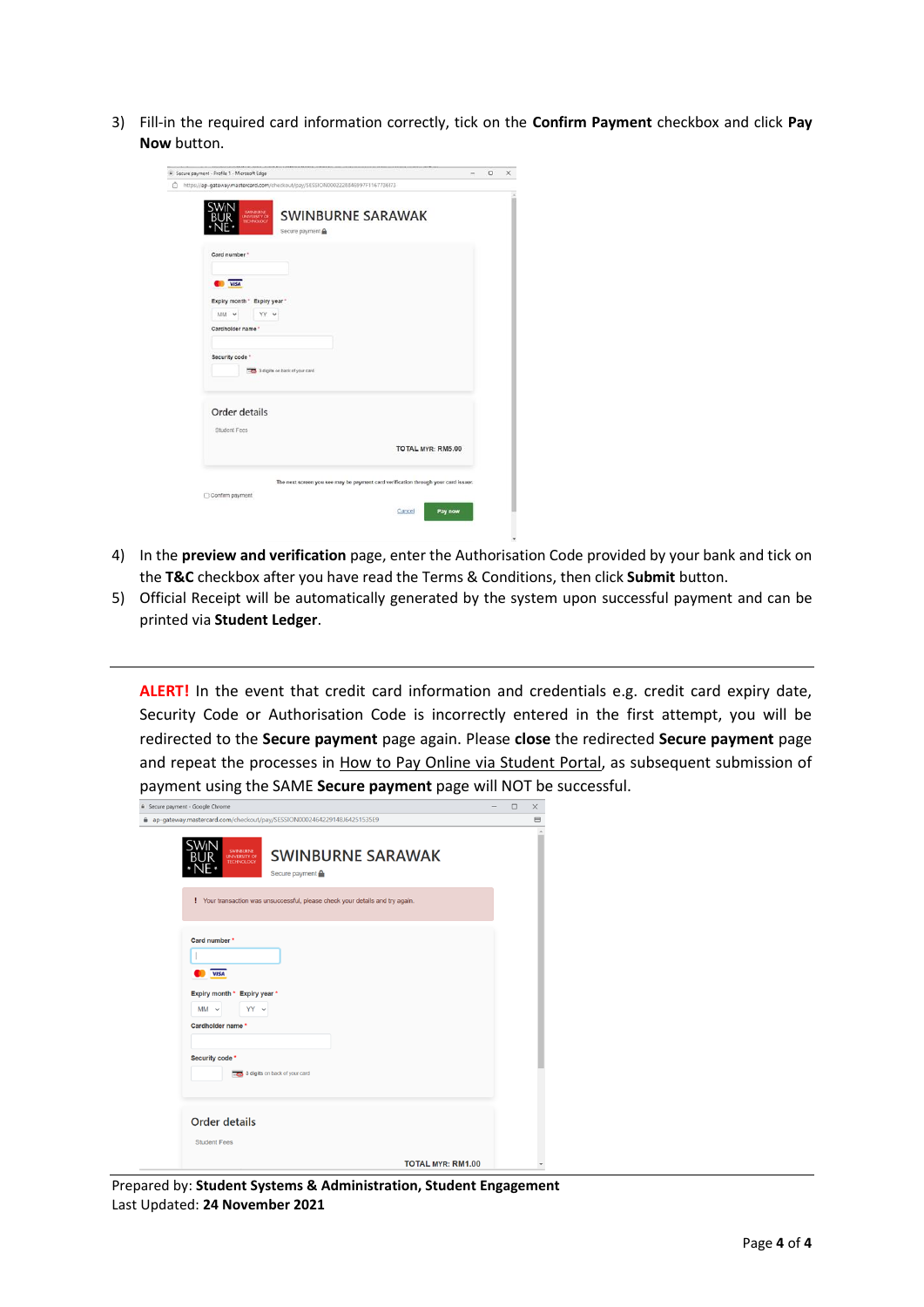3) Fill-in the required card information correctly, tick on the **Confirm Payment** checkbox and click **Pay Now** button.

4) In the **preview and verification** page, enter the Authorisation Code provided by your bank and tick on the **T&C** checkbox after you have read the Terms & Conditions, then click **Submit** button.
5) Official Receipt will be automatically generated by the system upon successful payment and can be printed via **Student Ledger**.

---

**ALERT!** In the event that credit card information and credentials e.g. credit card expiry date, Security Code or Authorisation Code is incorrectly entered in the first attempt, you will be redirected to the **Secure payment** page again. Please **close** the redirected **Secure payment** page and repeat the processes in How to Pay Online via Student Portal, as subsequent submission of payment using the SAME **Secure payment** page will NOT be successful.

---

Prepared by: **Student Systems & Administration, Student Engagement**
Last Updated: **24 November 2021**